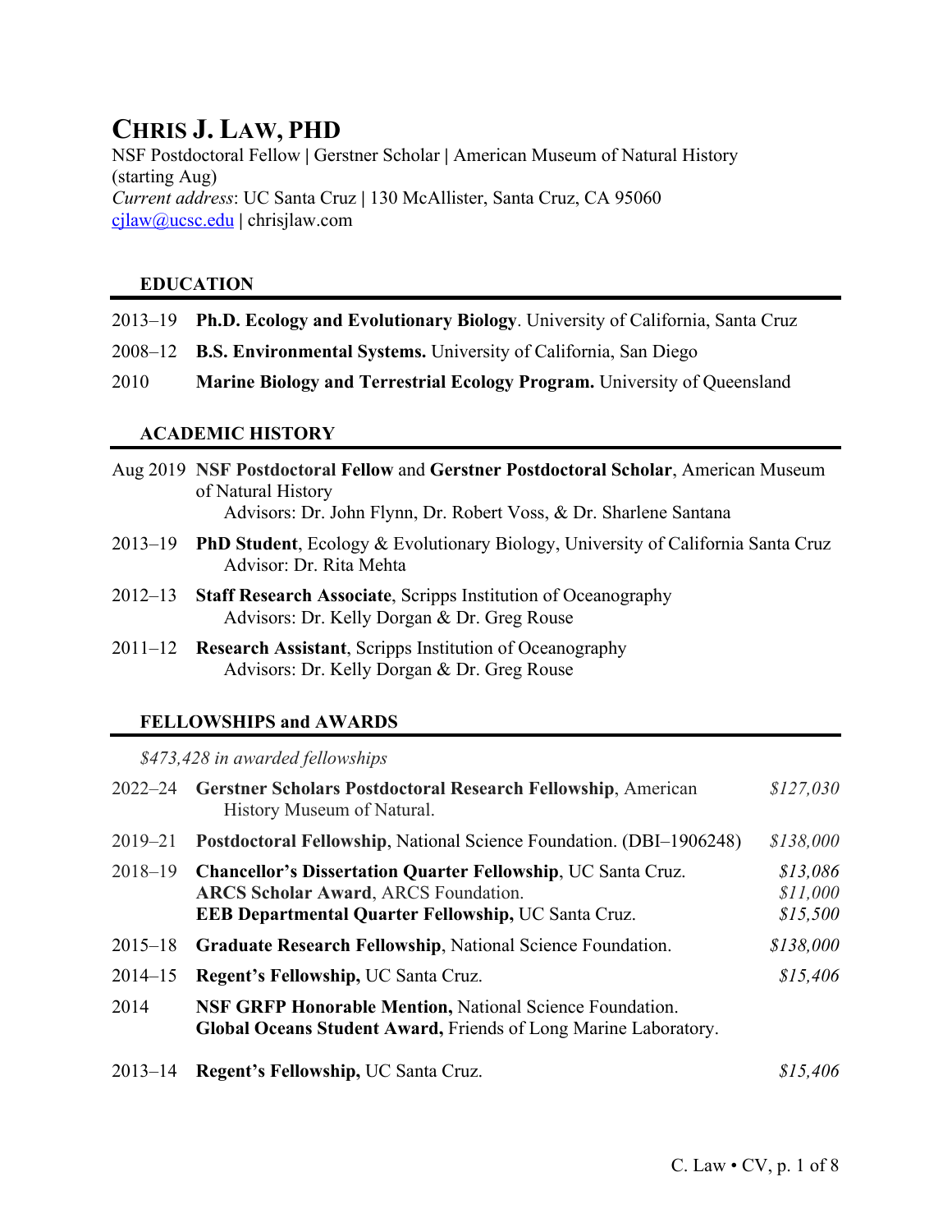# CHRIS J. LAW, PHD

NSF Postdoctoral Fellow | Gerstner Scholar | American Museum of Natural History (starting Aug)
*Current address*: UC Santa Cruz | 130 McAllister, Santa Cruz, CA 95060
cjlaw@ucsc.edu | chrisjlaw.com

## EDUCATION

2013–19 **Ph.D. Ecology and Evolutionary Biology**. University of California, Santa Cruz

2008–12 **B.S. Environmental Systems.** University of California, San Diego

2010 **Marine Biology and Terrestrial Ecology Program.** University of Queensland

## ACADEMIC HISTORY

Aug 2019 **NSF Postdoctoral Fellow** and **Gerstner Postdoctoral Scholar**, American Museum of Natural History
Advisors: Dr. John Flynn, Dr. Robert Voss, & Dr. Sharlene Santana

2013–19 **PhD Student**, Ecology & Evolutionary Biology, University of California Santa Cruz
Advisor: Dr. Rita Mehta

2012–13 **Staff Research Associate**, Scripps Institution of Oceanography
Advisors: Dr. Kelly Dorgan & Dr. Greg Rouse

2011–12 **Research Assistant**, Scripps Institution of Oceanography
Advisors: Dr. Kelly Dorgan & Dr. Greg Rouse

## FELLOWSHIPS and AWARDS

*$473,428 in awarded fellowships*

| Year | Award | Amount |
|---|---|---|
| 2022–24 | **Gerstner Scholars Postdoctoral Research Fellowship**, American History Museum of Natural. | *$127,030* |
| 2019–21 | **Postdoctoral Fellowship**, National Science Foundation. (DBI–1906248) | *$138,000* |
| 2018–19 | **Chancellor's Dissertation Quarter Fellowship**, UC Santa Cruz. | *$13,086* |
| | **ARCS Scholar Award**, ARCS Foundation. | *$11,000* |
| | **EEB Departmental Quarter Fellowship,** UC Santa Cruz. | *$15,500* |
| 2015–18 | **Graduate Research Fellowship**, National Science Foundation. | *$138,000* |
| 2014–15 | **Regent's Fellowship,** UC Santa Cruz. | *$15,406* |
| 2014 | **NSF GRFP Honorable Mention,** National Science Foundation. | |
| | **Global Oceans Student Award,** Friends of Long Marine Laboratory. | |
| 2013–14 | **Regent's Fellowship,** UC Santa Cruz. | *$15,406* |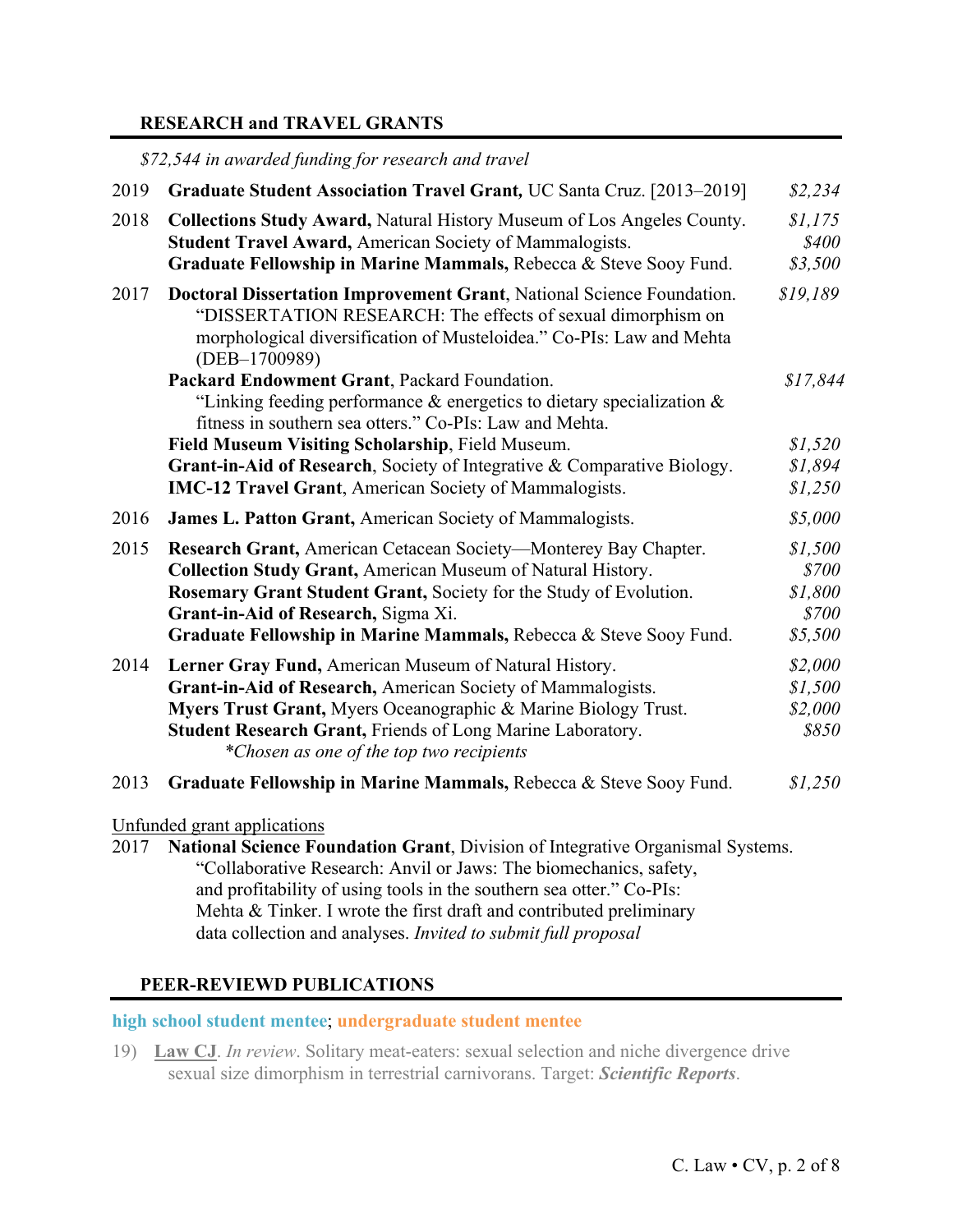## RESEARCH and TRAVEL GRANTS

*$72,544 in awarded funding for research and travel*

| Year | Grant | Amount |
|---|---|---|
| 2019 | **Graduate Student Association Travel Grant,** UC Santa Cruz. [2013–2019] | *$2,234* |
| 2018 | **Collections Study Award,** Natural History Museum of Los Angeles County. | *$1,175* |
| | **Student Travel Award,** American Society of Mammalogists. | *$400* |
| | **Graduate Fellowship in Marine Mammals,** Rebecca & Steve Sooy Fund. | *$3,500* |
| 2017 | **Doctoral Dissertation Improvement Grant**, National Science Foundation. "DISSERTATION RESEARCH: The effects of sexual dimorphism on morphological diversification of Musteloidea." Co-PIs: Law and Mehta (DEB–1700989) | *$19,189* |
| | **Packard Endowment Grant**, Packard Foundation. "Linking feeding performance & energetics to dietary specialization & fitness in southern sea otters." Co-PIs: Law and Mehta. | *$17,844* |
| | **Field Museum Visiting Scholarship**, Field Museum. | *$1,520* |
| | **Grant-in-Aid of Research**, Society of Integrative & Comparative Biology. | *$1,894* |
| | **IMC-12 Travel Grant**, American Society of Mammalogists. | *$1,250* |
| 2016 | **James L. Patton Grant,** American Society of Mammalogists. | *$5,000* |
| 2015 | **Research Grant,** American Cetacean Society—Monterey Bay Chapter. | *$1,500* |
| | **Collection Study Grant,** American Museum of Natural History. | *$700* |
| | **Rosemary Grant Student Grant,** Society for the Study of Evolution. | *$1,800* |
| | **Grant-in-Aid of Research,** Sigma Xi. | *$700* |
| | **Graduate Fellowship in Marine Mammals,** Rebecca & Steve Sooy Fund. | *$5,500* |
| 2014 | **Lerner Gray Fund,** American Museum of Natural History. | *$2,000* |
| | **Grant-in-Aid of Research,** American Society of Mammalogists. | *$1,500* |
| | **Myers Trust Grant,** Myers Oceanographic & Marine Biology Trust. | *$2,000* |
| | **Student Research Grant,** Friends of Long Marine Laboratory. *\*Chosen as one of the top two recipients* | *$850* |
| 2013 | **Graduate Fellowship in Marine Mammals,** Rebecca & Steve Sooy Fund. | *$1,250* |

Unfunded grant applications

2017 **National Science Foundation Grant**, Division of Integrative Organismal Systems. "Collaborative Research: Anvil or Jaws: The biomechanics, safety, and profitability of using tools in the southern sea otter." Co-PIs: Mehta & Tinker. I wrote the first draft and contributed preliminary data collection and analyses. *Invited to submit full proposal*

## PEER-REVIEWD PUBLICATIONS

**high school student mentee**; **undergraduate student mentee**

19) **Law CJ**. *In review*. Solitary meat-eaters: sexual selection and niche divergence drive sexual size dimorphism in terrestrial carnivorans. Target: ***Scientific Reports***.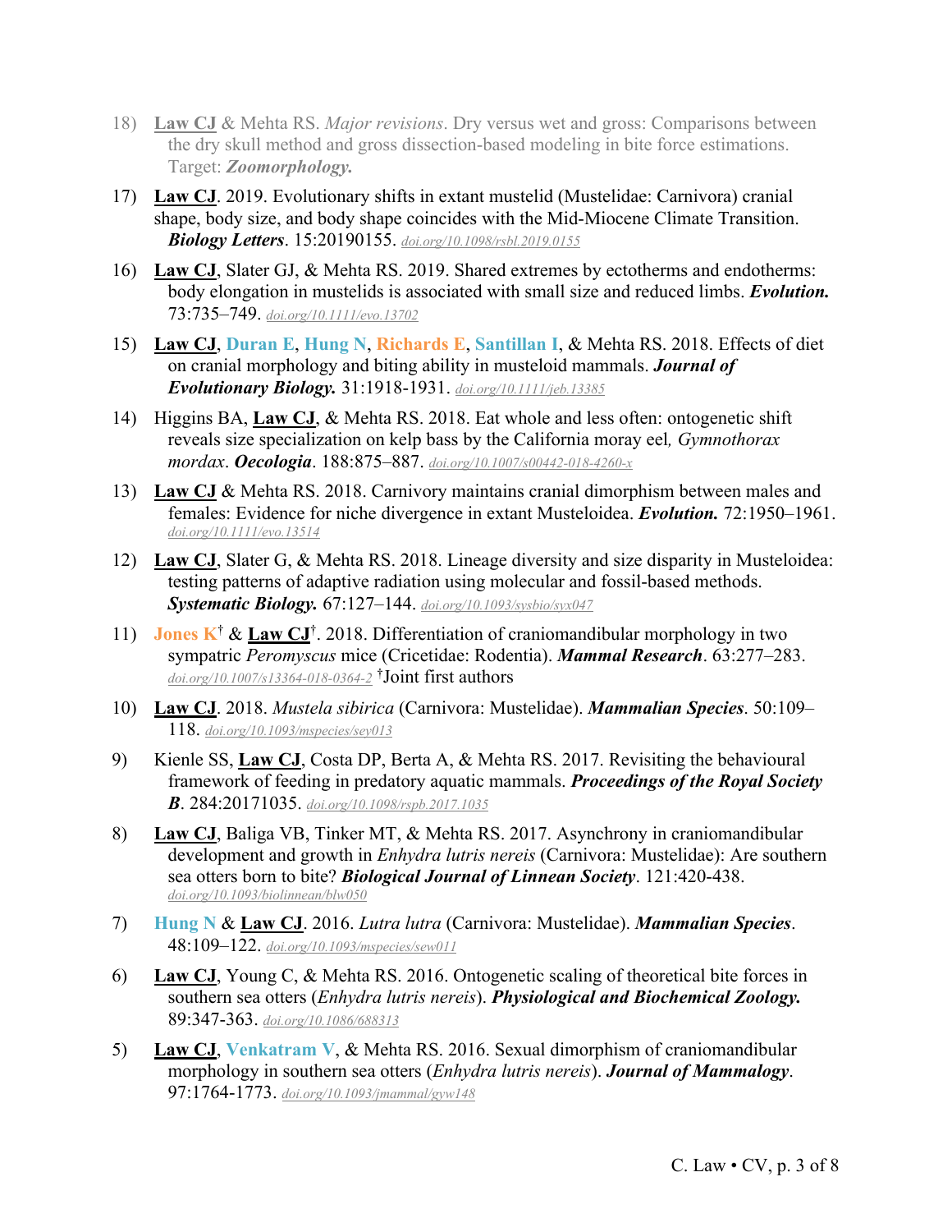18) **Law CJ** & Mehta RS. *Major revisions*. Dry versus wet and gross: Comparisons between the dry skull method and gross dissection-based modeling in bite force estimations. Target: ***Zoomorphology.***

17) **Law CJ**. 2019. Evolutionary shifts in extant mustelid (Mustelidae: Carnivora) cranial shape, body size, and body shape coincides with the Mid-Miocene Climate Transition. ***Biology Letters***. 15:20190155. *doi.org/10.1098/rsbl.2019.0155*

16) **Law CJ**, Slater GJ, & Mehta RS. 2019. Shared extremes by ectotherms and endotherms: body elongation in mustelids is associated with small size and reduced limbs. ***Evolution.*** 73:735–749. *doi.org/10.1111/evo.13702*

15) **Law CJ**, Duran E, Hung N, Richards E, Santillan I, & Mehta RS. 2018. Effects of diet on cranial morphology and biting ability in musteloid mammals. ***Journal of Evolutionary Biology.*** 31:1918-1931. *doi.org/10.1111/jeb.13385*

14) Higgins BA, **Law CJ**, & Mehta RS. 2018. Eat whole and less often: ontogenetic shift reveals size specialization on kelp bass by the California moray eel*, Gymnothorax mordax*. ***Oecologia***. 188:875–887. *doi.org/10.1007/s00442-018-4260-x*

13) **Law CJ** & Mehta RS. 2018. Carnivory maintains cranial dimorphism between males and females: Evidence for niche divergence in extant Musteloidea. ***Evolution.*** 72:1950–1961. *doi.org/10.1111/evo.13514*

12) **Law CJ**, Slater G, & Mehta RS. 2018. Lineage diversity and size disparity in Musteloidea: testing patterns of adaptive radiation using molecular and fossil-based methods. ***Systematic Biology.*** 67:127–144. *doi.org/10.1093/sysbio/syx047*

11) Jones K† & **Law CJ**†. 2018. Differentiation of craniomandibular morphology in two sympatric *Peromyscus* mice (Cricetidae: Rodentia). ***Mammal Research***. 63:277–283. *doi.org/10.1007/s13364-018-0364-2* †Joint first authors

10) **Law CJ**. 2018. *Mustela sibirica* (Carnivora: Mustelidae). ***Mammalian Species***. 50:109–118. *doi.org/10.1093/mspecies/sey013*

9) Kienle SS, **Law CJ**, Costa DP, Berta A, & Mehta RS. 2017. Revisiting the behavioural framework of feeding in predatory aquatic mammals. ***Proceedings of the Royal Society B***. 284:20171035. *doi.org/10.1098/rspb.2017.1035*

8) **Law CJ**, Baliga VB, Tinker MT, & Mehta RS. 2017. Asynchrony in craniomandibular development and growth in *Enhydra lutris nereis* (Carnivora: Mustelidae): Are southern sea otters born to bite? ***Biological Journal of Linnean Society***. 121:420-438. *doi.org/10.1093/biolinnean/blw050*

7) Hung N & **Law CJ**. 2016. *Lutra lutra* (Carnivora: Mustelidae). ***Mammalian Species***. 48:109–122. *doi.org/10.1093/mspecies/sew011*

6) **Law CJ**, Young C, & Mehta RS. 2016. Ontogenetic scaling of theoretical bite forces in southern sea otters (*Enhydra lutris nereis*). ***Physiological and Biochemical Zoology.*** 89:347-363. *doi.org/10.1086/688313*

5) **Law CJ**, Venkatram V, & Mehta RS. 2016. Sexual dimorphism of craniomandibular morphology in southern sea otters (*Enhydra lutris nereis*). ***Journal of Mammalogy***. 97:1764-1773. *doi.org/10.1093/jmammal/gyw148*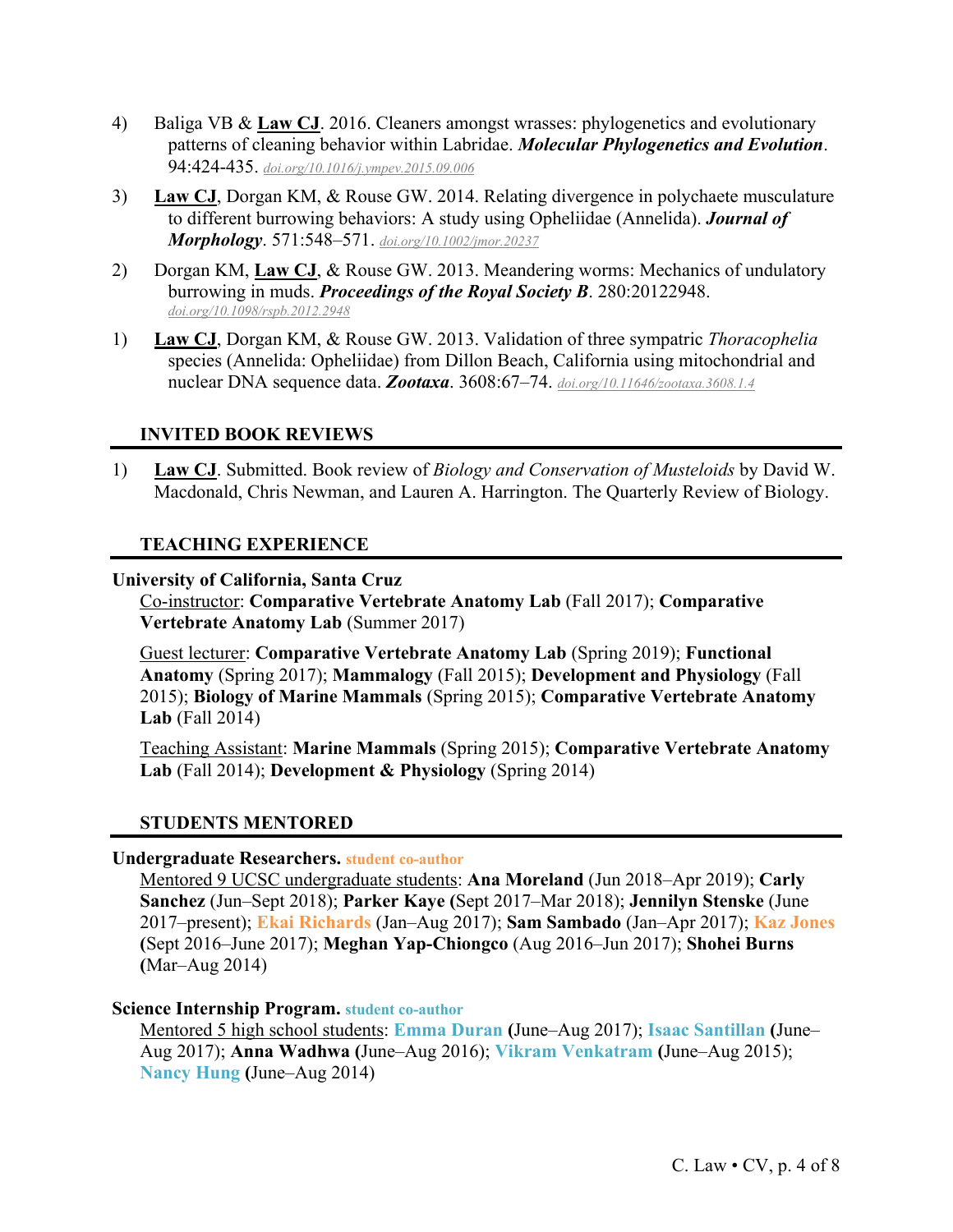4) Baliga VB & **Law CJ**. 2016. Cleaners amongst wrasses: phylogenetics and evolutionary patterns of cleaning behavior within Labridae. ***Molecular Phylogenetics and Evolution***. 94:424-435. *doi.org/10.1016/j.ympev.2015.09.006*

3) **Law CJ**, Dorgan KM, & Rouse GW. 2014. Relating divergence in polychaete musculature to different burrowing behaviors: A study using Opheliidae (Annelida). ***Journal of Morphology***. 571:548–571. *doi.org/10.1002/jmor.20237*

2) Dorgan KM, **Law CJ**, & Rouse GW. 2013. Meandering worms: Mechanics of undulatory burrowing in muds. ***Proceedings of the Royal Society B***. 280:20122948. *doi.org/10.1098/rspb.2012.2948*

1) **Law CJ**, Dorgan KM, & Rouse GW. 2013. Validation of three sympatric *Thoracophelia* species (Annelida: Opheliidae) from Dillon Beach, California using mitochondrial and nuclear DNA sequence data. ***Zootaxa***. 3608:67–74. *doi.org/10.11646/zootaxa.3608.1.4*

## INVITED BOOK REVIEWS

1) **Law CJ**. Submitted. Book review of *Biology and Conservation of Musteloids* by David W. Macdonald, Chris Newman, and Lauren A. Harrington. The Quarterly Review of Biology.

## TEACHING EXPERIENCE

**University of California, Santa Cruz**

Co-instructor: **Comparative Vertebrate Anatomy Lab** (Fall 2017); **Comparative Vertebrate Anatomy Lab** (Summer 2017)

Guest lecturer: **Comparative Vertebrate Anatomy Lab** (Spring 2019); **Functional Anatomy** (Spring 2017); **Mammalogy** (Fall 2015); **Development and Physiology** (Fall 2015); **Biology of Marine Mammals** (Spring 2015); **Comparative Vertebrate Anatomy Lab** (Fall 2014)

Teaching Assistant: **Marine Mammals** (Spring 2015); **Comparative Vertebrate Anatomy Lab** (Fall 2014); **Development & Physiology** (Spring 2014)

## STUDENTS MENTORED

**Undergraduate Researchers.** **student co-author**

Mentored 9 UCSC undergraduate students: **Ana Moreland** (Jun 2018–Apr 2019); **Carly Sanchez** (Jun–Sept 2018); **Parker Kaye** (Sept 2017–Mar 2018); **Jennilyn Stenske** (June 2017–present); **Ekai Richards** (Jan–Aug 2017); **Sam Sambado** (Jan–Apr 2017); **Kaz Jones** (Sept 2016–June 2017); **Meghan Yap-Chiongco** (Aug 2016–Jun 2017); **Shohei Burns** (Mar–Aug 2014)

**Science Internship Program.** **student co-author**

Mentored 5 high school students: **Emma Duran** (June–Aug 2017); **Isaac Santillan** (June–Aug 2017); **Anna Wadhwa** (June–Aug 2016); **Vikram Venkatram** (June–Aug 2015); **Nancy Hung** (June–Aug 2014)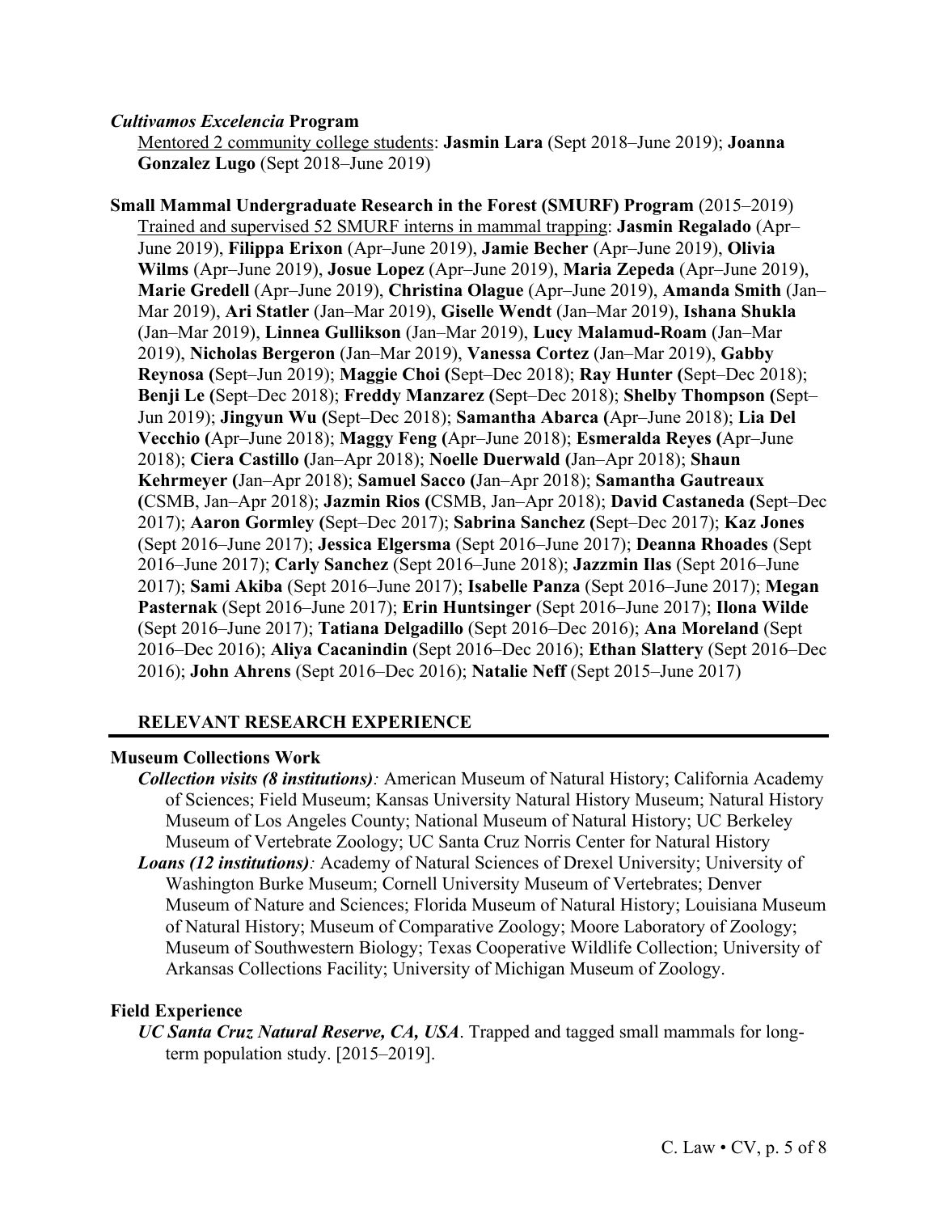***Cultivamos Excelencia* Program**

Mentored 2 community college students: **Jasmin Lara** (Sept 2018–June 2019); **Joanna Gonzalez Lugo** (Sept 2018–June 2019)

**Small Mammal Undergraduate Research in the Forest (SMURF) Program** (2015–2019)

Trained and supervised 52 SMURF interns in mammal trapping: **Jasmin Regalado** (Apr–June 2019), **Filippa Erixon** (Apr–June 2019), **Jamie Becher** (Apr–June 2019), **Olivia Wilms** (Apr–June 2019), **Josue Lopez** (Apr–June 2019), **Maria Zepeda** (Apr–June 2019), **Marie Gredell** (Apr–June 2019), **Christina Olague** (Apr–June 2019), **Amanda Smith** (Jan–Mar 2019), **Ari Statler** (Jan–Mar 2019), **Giselle Wendt** (Jan–Mar 2019), **Ishana Shukla** (Jan–Mar 2019), **Linnea Gullikson** (Jan–Mar 2019), **Lucy Malamud-Roam** (Jan–Mar 2019), **Nicholas Bergeron** (Jan–Mar 2019), **Vanessa Cortez** (Jan–Mar 2019), **Gabby Reynosa (**Sept–Jun 2019); **Maggie Choi (**Sept–Dec 2018); **Ray Hunter (**Sept–Dec 2018); **Benji Le (**Sept–Dec 2018); **Freddy Manzarez (**Sept–Dec 2018); **Shelby Thompson (**Sept–Jun 2019); **Jingyun Wu (**Sept–Dec 2018); **Samantha Abarca (**Apr–June 2018); **Lia Del Vecchio (**Apr–June 2018); **Maggy Feng (**Apr–June 2018); **Esmeralda Reyes (**Apr–June 2018); **Ciera Castillo (**Jan–Apr 2018); **Noelle Duerwald (**Jan–Apr 2018); **Shaun Kehrmeyer (**Jan–Apr 2018); **Samuel Sacco (**Jan–Apr 2018); **Samantha Gautreaux (**CSMB, Jan–Apr 2018); **Jazmin Rios (**CSMB, Jan–Apr 2018); **David Castaneda (**Sept–Dec 2017); **Aaron Gormley (**Sept–Dec 2017); **Sabrina Sanchez (**Sept–Dec 2017); **Kaz Jones** (Sept 2016–June 2017); **Jessica Elgersma** (Sept 2016–June 2017); **Deanna Rhoades** (Sept 2016–June 2017); **Carly Sanchez** (Sept 2016–June 2018); **Jazzmin Ilas** (Sept 2016–June 2017); **Sami Akiba** (Sept 2016–June 2017); **Isabelle Panza** (Sept 2016–June 2017); **Megan Pasternak** (Sept 2016–June 2017); **Erin Huntsinger** (Sept 2016–June 2017); **Ilona Wilde** (Sept 2016–June 2017); **Tatiana Delgadillo** (Sept 2016–Dec 2016); **Ana Moreland** (Sept 2016–Dec 2016); **Aliya Cacanindin** (Sept 2016–Dec 2016); **Ethan Slattery** (Sept 2016–Dec 2016); **John Ahrens** (Sept 2016–Dec 2016); **Natalie Neff** (Sept 2015–June 2017)

## RELEVANT RESEARCH EXPERIENCE

**Museum Collections Work**

***Collection visits (8 institutions)**:* American Museum of Natural History; California Academy of Sciences; Field Museum; Kansas University Natural History Museum; Natural History Museum of Los Angeles County; National Museum of Natural History; UC Berkeley Museum of Vertebrate Zoology; UC Santa Cruz Norris Center for Natural History

***Loans (12 institutions)**:* Academy of Natural Sciences of Drexel University; University of Washington Burke Museum; Cornell University Museum of Vertebrates; Denver Museum of Nature and Sciences; Florida Museum of Natural History; Louisiana Museum of Natural History; Museum of Comparative Zoology; Moore Laboratory of Zoology; Museum of Southwestern Biology; Texas Cooperative Wildlife Collection; University of Arkansas Collections Facility; University of Michigan Museum of Zoology.

**Field Experience**

***UC Santa Cruz Natural Reserve, CA, USA***. Trapped and tagged small mammals for long-term population study. [2015–2019].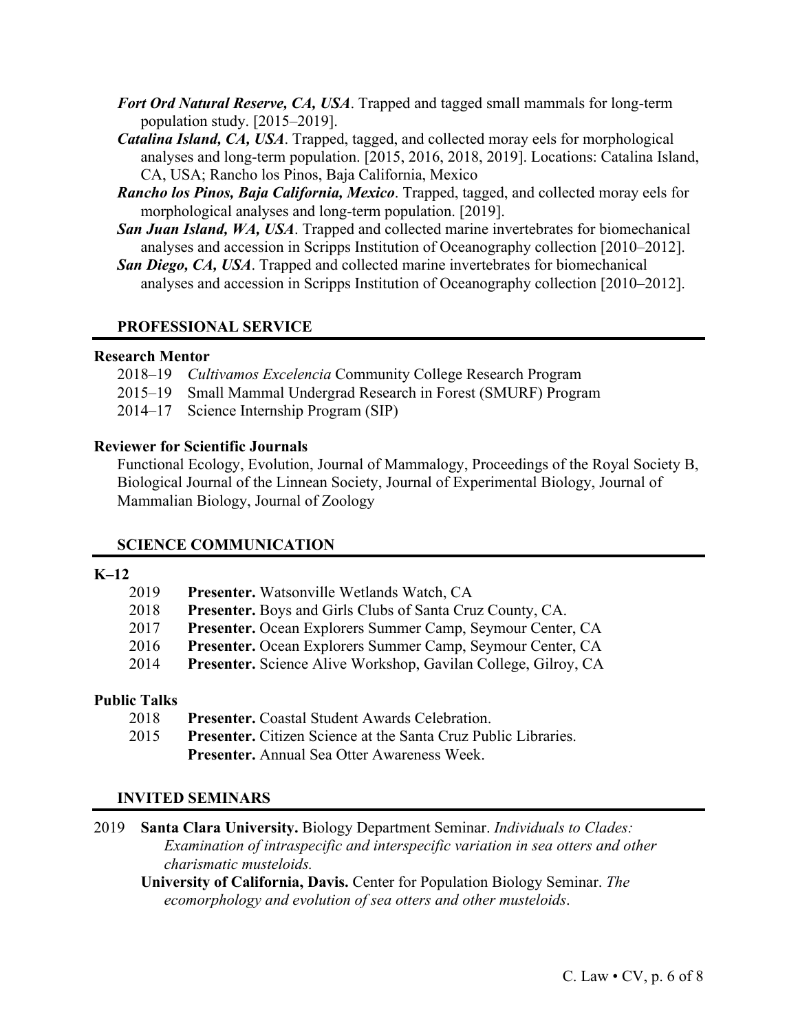***Fort Ord Natural Reserve, CA, USA***. Trapped and tagged small mammals for long-term population study. [2015–2019].

***Catalina Island, CA, USA***. Trapped, tagged, and collected moray eels for morphological analyses and long-term population. [2015, 2016, 2018, 2019]. Locations: Catalina Island, CA, USA; Rancho los Pinos, Baja California, Mexico

***Rancho los Pinos, Baja California, Mexico***. Trapped, tagged, and collected moray eels for morphological analyses and long-term population. [2019].

***San Juan Island, WA, USA***. Trapped and collected marine invertebrates for biomechanical analyses and accession in Scripps Institution of Oceanography collection [2010–2012].

***San Diego, CA, USA***. Trapped and collected marine invertebrates for biomechanical analyses and accession in Scripps Institution of Oceanography collection [2010–2012].

## PROFESSIONAL SERVICE

### Research Mentor

- 2018–19 *Cultivamos Excelencia* Community College Research Program
- 2015–19 Small Mammal Undergrad Research in Forest (SMURF) Program
- 2014–17 Science Internship Program (SIP)

### Reviewer for Scientific Journals

Functional Ecology, Evolution, Journal of Mammalogy, Proceedings of the Royal Society B, Biological Journal of the Linnean Society, Journal of Experimental Biology, Journal of Mammalian Biology, Journal of Zoology

## SCIENCE COMMUNICATION

### K–12

- 2019 **Presenter.** Watsonville Wetlands Watch, CA
- 2018 **Presenter.** Boys and Girls Clubs of Santa Cruz County, CA.
- 2017 **Presenter.** Ocean Explorers Summer Camp, Seymour Center, CA
- 2016 **Presenter.** Ocean Explorers Summer Camp, Seymour Center, CA
- 2014 **Presenter.** Science Alive Workshop, Gavilan College, Gilroy, CA

### Public Talks

- 2018 **Presenter.** Coastal Student Awards Celebration.
- 2015 **Presenter.** Citizen Science at the Santa Cruz Public Libraries.
  **Presenter.** Annual Sea Otter Awareness Week.

## INVITED SEMINARS

2019 **Santa Clara University.** Biology Department Seminar. *Individuals to Clades: Examination of intraspecific and interspecific variation in sea otters and other charismatic musteloids.*

**University of California, Davis.** Center for Population Biology Seminar. *The ecomorphology and evolution of sea otters and other musteloids*.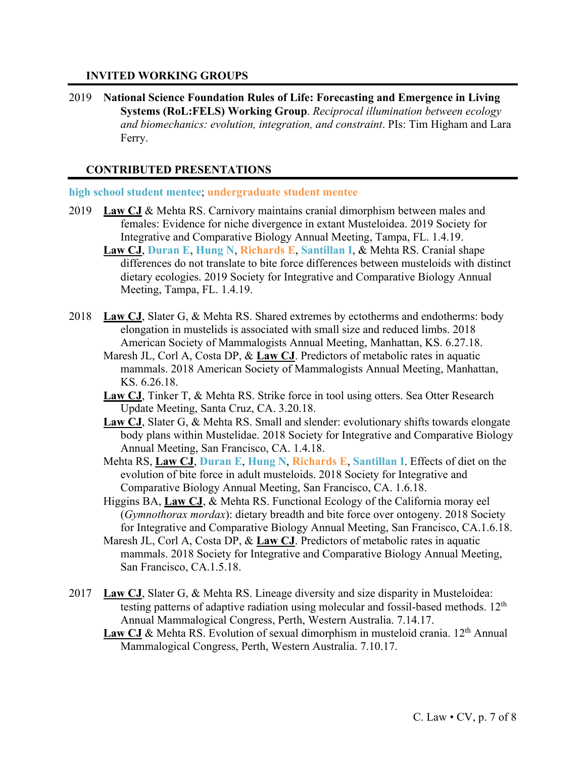## INVITED WORKING GROUPS

2019 **National Science Foundation Rules of Life: Forecasting and Emergence in Living Systems (RoL:FELS) Working Group**. *Reciprocal illumination between ecology and biomechanics: evolution, integration, and constraint*. PIs: Tim Higham and Lara Ferry.

## CONTRIBUTED PRESENTATIONS

**high school student mentee**; **undergraduate student mentee**

2019

- **Law CJ** & Mehta RS. Carnivory maintains cranial dimorphism between males and females: Evidence for niche divergence in extant Musteloidea. 2019 Society for Integrative and Comparative Biology Annual Meeting, Tampa, FL. 1.4.19.
- **Law CJ**, **Duran E**, **Hung N**, **Richards E**, **Santillan I**, & Mehta RS. Cranial shape differences do not translate to bite force differences between musteloids with distinct dietary ecologies. 2019 Society for Integrative and Comparative Biology Annual Meeting, Tampa, FL. 1.4.19.

2018

- **Law CJ**, Slater G, & Mehta RS. Shared extremes by ectotherms and endotherms: body elongation in mustelids is associated with small size and reduced limbs. 2018 American Society of Mammalogists Annual Meeting, Manhattan, KS. 6.27.18.
- Maresh JL, Corl A, Costa DP, & **Law CJ**. Predictors of metabolic rates in aquatic mammals. 2018 American Society of Mammalogists Annual Meeting, Manhattan, KS. 6.26.18.
- **Law CJ**, Tinker T, & Mehta RS. Strike force in tool using otters. Sea Otter Research Update Meeting, Santa Cruz, CA. 3.20.18.
- **Law CJ**, Slater G, & Mehta RS. Small and slender: evolutionary shifts towards elongate body plans within Mustelidae. 2018 Society for Integrative and Comparative Biology Annual Meeting, San Francisco, CA. 1.4.18.
- Mehta RS, **Law CJ**, **Duran E**, **Hung N**, **Richards E**, **Santillan I**. Effects of diet on the evolution of bite force in adult musteloids. 2018 Society for Integrative and Comparative Biology Annual Meeting, San Francisco, CA. 1.6.18.
- Higgins BA, **Law CJ**, & Mehta RS. Functional Ecology of the California moray eel (*Gymnothorax mordax*): dietary breadth and bite force over ontogeny. 2018 Society for Integrative and Comparative Biology Annual Meeting, San Francisco, CA.1.6.18.
- Maresh JL, Corl A, Costa DP, & **Law CJ**. Predictors of metabolic rates in aquatic mammals. 2018 Society for Integrative and Comparative Biology Annual Meeting, San Francisco, CA.1.5.18.

2017

- **Law CJ**, Slater G, & Mehta RS. Lineage diversity and size disparity in Musteloidea: testing patterns of adaptive radiation using molecular and fossil-based methods. 12th Annual Mammalogical Congress, Perth, Western Australia. 7.14.17.
- **Law CJ** & Mehta RS. Evolution of sexual dimorphism in musteloid crania. 12th Annual Mammalogical Congress, Perth, Western Australia. 7.10.17.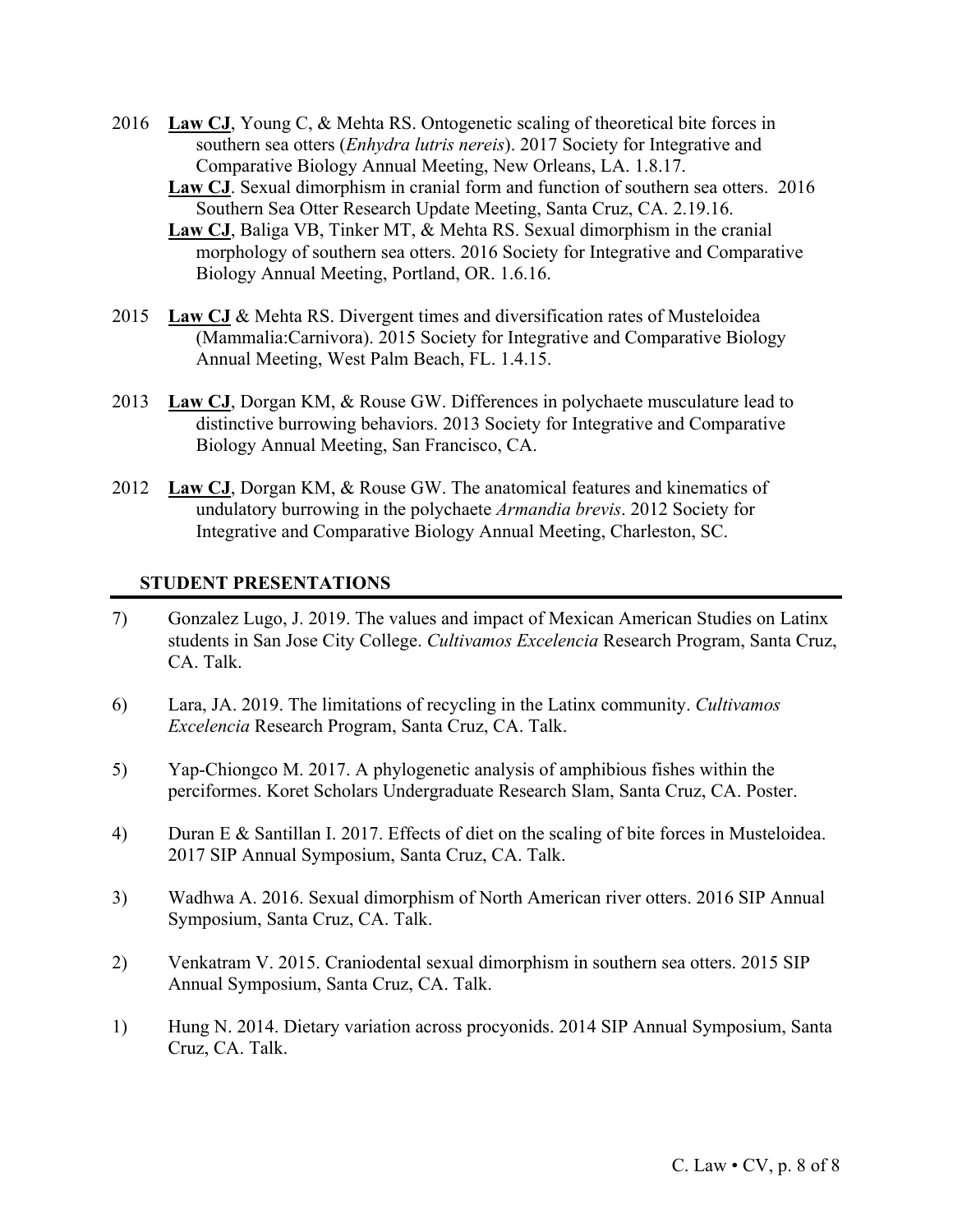2016 **<u>Law CJ</u>**, Young C, & Mehta RS. Ontogenetic scaling of theoretical bite forces in southern sea otters (*Enhydra lutris nereis*). 2017 Society for Integrative and Comparative Biology Annual Meeting, New Orleans, LA. 1.8.17.

**<u>Law CJ</u>**. Sexual dimorphism in cranial form and function of southern sea otters. 2016 Southern Sea Otter Research Update Meeting, Santa Cruz, CA. 2.19.16.

**<u>Law CJ</u>**, Baliga VB, Tinker MT, & Mehta RS. Sexual dimorphism in the cranial morphology of southern sea otters. 2016 Society for Integrative and Comparative Biology Annual Meeting, Portland, OR. 1.6.16.

2015 **<u>Law CJ</u>** & Mehta RS. Divergent times and diversification rates of Musteloidea (Mammalia:Carnivora). 2015 Society for Integrative and Comparative Biology Annual Meeting, West Palm Beach, FL. 1.4.15.

2013 **<u>Law CJ</u>**, Dorgan KM, & Rouse GW. Differences in polychaete musculature lead to distinctive burrowing behaviors. 2013 Society for Integrative and Comparative Biology Annual Meeting, San Francisco, CA.

2012 **<u>Law CJ</u>**, Dorgan KM, & Rouse GW. The anatomical features and kinematics of undulatory burrowing in the polychaete *Armandia brevis*. 2012 Society for Integrative and Comparative Biology Annual Meeting, Charleston, SC.

## STUDENT PRESENTATIONS

7) Gonzalez Lugo, J. 2019. The values and impact of Mexican American Studies on Latinx students in San Jose City College. *Cultivamos Excelencia* Research Program, Santa Cruz, CA. Talk.

6) Lara, JA. 2019. The limitations of recycling in the Latinx community. *Cultivamos Excelencia* Research Program, Santa Cruz, CA. Talk.

5) Yap-Chiongco M. 2017. A phylogenetic analysis of amphibious fishes within the perciformes. Koret Scholars Undergraduate Research Slam, Santa Cruz, CA. Poster.

4) Duran E & Santillan I. 2017. Effects of diet on the scaling of bite forces in Musteloidea. 2017 SIP Annual Symposium, Santa Cruz, CA. Talk.

3) Wadhwa A. 2016. Sexual dimorphism of North American river otters. 2016 SIP Annual Symposium, Santa Cruz, CA. Talk.

2) Venkatram V. 2015. Craniodental sexual dimorphism in southern sea otters. 2015 SIP Annual Symposium, Santa Cruz, CA. Talk.

1) Hung N. 2014. Dietary variation across procyonids. 2014 SIP Annual Symposium, Santa Cruz, CA. Talk.